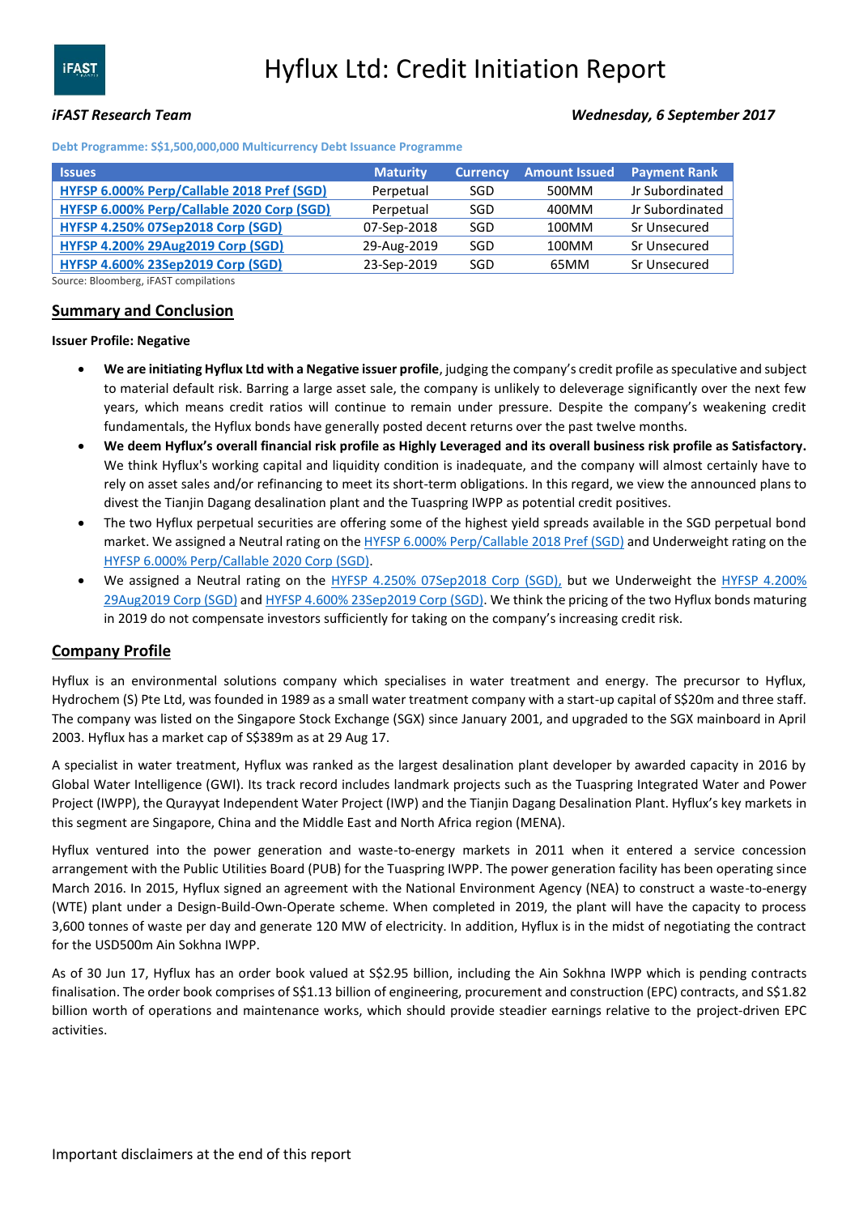# Hyflux Ltd: Credit Initiation Report

*iFAST Research Team* *Wednesday, 6 September 2017*

**Debt Programme: S$1,500,000,000 Multicurrency Debt Issuance Programme**

| Issues | Maturity | Currency | Amount Issued | Payment Rank |
|---|---|---|---|---|
| HYFSP 6.000% Perp/Callable 2018 Pref (SGD) | Perpetual | SGD | 500MM | Jr Subordinated |
| HYFSP 6.000% Perp/Callable 2020 Corp (SGD) | Perpetual | SGD | 400MM | Jr Subordinated |
| HYFSP 4.250% 07Sep2018 Corp (SGD) | 07-Sep-2018 | SGD | 100MM | Sr Unsecured |
| HYFSP 4.200% 29Aug2019 Corp (SGD) | 29-Aug-2019 | SGD | 100MM | Sr Unsecured |
| HYFSP 4.600% 23Sep2019 Corp (SGD) | 23-Sep-2019 | SGD | 65MM | Sr Unsecured |

Source: Bloomberg, iFAST compilations

## Summary and Conclusion

**Issuer Profile: Negative**

- **We are initiating Hyflux Ltd with a Negative issuer profile**, judging the company's credit profile as speculative and subject to material default risk. Barring a large asset sale, the company is unlikely to deleverage significantly over the next few years, which means credit ratios will continue to remain under pressure. Despite the company's weakening credit fundamentals, the Hyflux bonds have generally posted decent returns over the past twelve months.
- **We deem Hyflux's overall financial risk profile as Highly Leveraged and its overall business risk profile as Satisfactory.** We think Hyflux's working capital and liquidity condition is inadequate, and the company will almost certainly have to rely on asset sales and/or refinancing to meet its short-term obligations. In this regard, we view the announced plans to divest the Tianjin Dagang desalination plant and the Tuaspring IWPP as potential credit positives.
- The two Hyflux perpetual securities are offering some of the highest yield spreads available in the SGD perpetual bond market. We assigned a Neutral rating on the HYFSP 6.000% Perp/Callable 2018 Pref (SGD) and Underweight rating on the HYFSP 6.000% Perp/Callable 2020 Corp (SGD).
- We assigned a Neutral rating on the HYFSP 4.250% 07Sep2018 Corp (SGD), but we Underweight the HYFSP 4.200% 29Aug2019 Corp (SGD) and HYFSP 4.600% 23Sep2019 Corp (SGD). We think the pricing of the two Hyflux bonds maturing in 2019 do not compensate investors sufficiently for taking on the company's increasing credit risk.

## Company Profile

Hyflux is an environmental solutions company which specialises in water treatment and energy. The precursor to Hyflux, Hydrochem (S) Pte Ltd, was founded in 1989 as a small water treatment company with a start-up capital of S$20m and three staff. The company was listed on the Singapore Stock Exchange (SGX) since January 2001, and upgraded to the SGX mainboard in April 2003. Hyflux has a market cap of S$389m as at 29 Aug 17.

A specialist in water treatment, Hyflux was ranked as the largest desalination plant developer by awarded capacity in 2016 by Global Water Intelligence (GWI). Its track record includes landmark projects such as the Tuaspring Integrated Water and Power Project (IWPP), the Qurayyat Independent Water Project (IWP) and the Tianjin Dagang Desalination Plant. Hyflux's key markets in this segment are Singapore, China and the Middle East and North Africa region (MENA).

Hyflux ventured into the power generation and waste-to-energy markets in 2011 when it entered a service concession arrangement with the Public Utilities Board (PUB) for the Tuaspring IWPP. The power generation facility has been operating since March 2016. In 2015, Hyflux signed an agreement with the National Environment Agency (NEA) to construct a waste-to-energy (WTE) plant under a Design-Build-Own-Operate scheme. When completed in 2019, the plant will have the capacity to process 3,600 tonnes of waste per day and generate 120 MW of electricity. In addition, Hyflux is in the midst of negotiating the contract for the USD500m Ain Sokhna IWPP.

As of 30 Jun 17, Hyflux has an order book valued at S$2.95 billion, including the Ain Sokhna IWPP which is pending contracts finalisation. The order book comprises of S$1.13 billion of engineering, procurement and construction (EPC) contracts, and S$1.82 billion worth of operations and maintenance works, which should provide steadier earnings relative to the project-driven EPC activities.

Important disclaimers at the end of this report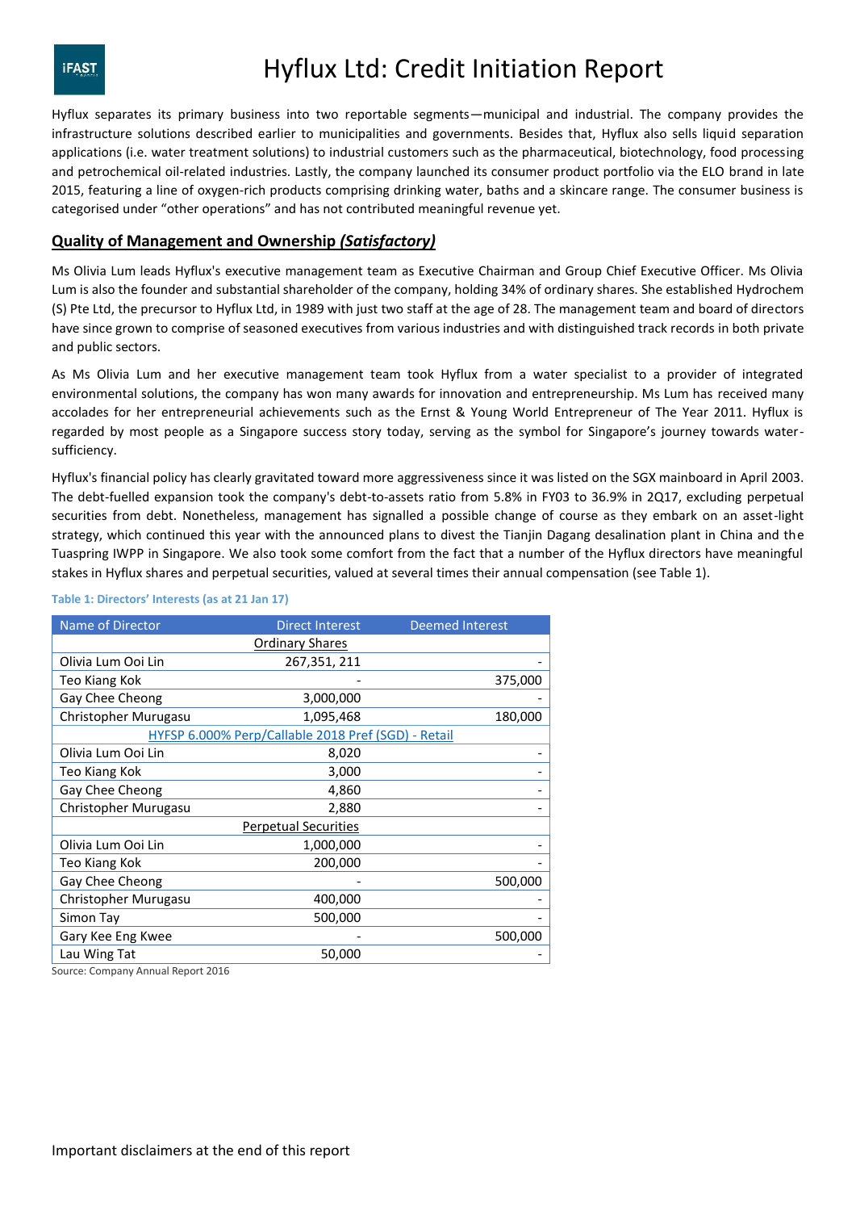Hyflux separates its primary business into two reportable segments—municipal and industrial. The company provides the infrastructure solutions described earlier to municipalities and governments. Besides that, Hyflux also sells liquid separation applications (i.e. water treatment solutions) to industrial customers such as the pharmaceutical, biotechnology, food processing and petrochemical oil-related industries. Lastly, the company launched its consumer product portfolio via the ELO brand in late 2015, featuring a line of oxygen-rich products comprising drinking water, baths and a skincare range. The consumer business is categorised under "other operations" and has not contributed meaningful revenue yet.

## Quality of Management and Ownership *(Satisfactory)*

Ms Olivia Lum leads Hyflux's executive management team as Executive Chairman and Group Chief Executive Officer. Ms Olivia Lum is also the founder and substantial shareholder of the company, holding 34% of ordinary shares. She established Hydrochem (S) Pte Ltd, the precursor to Hyflux Ltd, in 1989 with just two staff at the age of 28. The management team and board of directors have since grown to comprise of seasoned executives from various industries and with distinguished track records in both private and public sectors.

As Ms Olivia Lum and her executive management team took Hyflux from a water specialist to a provider of integrated environmental solutions, the company has won many awards for innovation and entrepreneurship. Ms Lum has received many accolades for her entrepreneurial achievements such as the Ernst & Young World Entrepreneur of The Year 2011. Hyflux is regarded by most people as a Singapore success story today, serving as the symbol for Singapore's journey towards water-sufficiency.

Hyflux's financial policy has clearly gravitated toward more aggressiveness since it was listed on the SGX mainboard in April 2003. The debt-fuelled expansion took the company's debt-to-assets ratio from 5.8% in FY03 to 36.9% in 2Q17, excluding perpetual securities from debt. Nonetheless, management has signalled a possible change of course as they embark on an asset-light strategy, which continued this year with the announced plans to divest the Tianjin Dagang desalination plant in China and the Tuaspring IWPP in Singapore. We also took some comfort from the fact that a number of the Hyflux directors have meaningful stakes in Hyflux shares and perpetual securities, valued at several times their annual compensation (see Table 1).

**Table 1: Directors' Interests (as at 21 Jan 17)**

| Name of Director | Direct Interest | Deemed Interest |
|---|---|---|
| **Ordinary Shares** | | |
| Olivia Lum Ooi Lin | 267,351, 211 | - |
| Teo Kiang Kok | - | 375,000 |
| Gay Chee Cheong | 3,000,000 | - |
| Christopher Murugasu | 1,095,468 | 180,000 |
| **HYFSP 6.000% Perp/Callable 2018 Pref (SGD) - Retail** | | |
| Olivia Lum Ooi Lin | 8,020 | - |
| Teo Kiang Kok | 3,000 | - |
| Gay Chee Cheong | 4,860 | - |
| Christopher Murugasu | 2,880 | - |
| **Perpetual Securities** | | |
| Olivia Lum Ooi Lin | 1,000,000 | - |
| Teo Kiang Kok | 200,000 | - |
| Gay Chee Cheong | - | 500,000 |
| Christopher Murugasu | 400,000 | - |
| Simon Tay | 500,000 | - |
| Gary Kee Eng Kwee | - | 500,000 |
| Lau Wing Tat | 50,000 | - |

Source: Company Annual Report 2016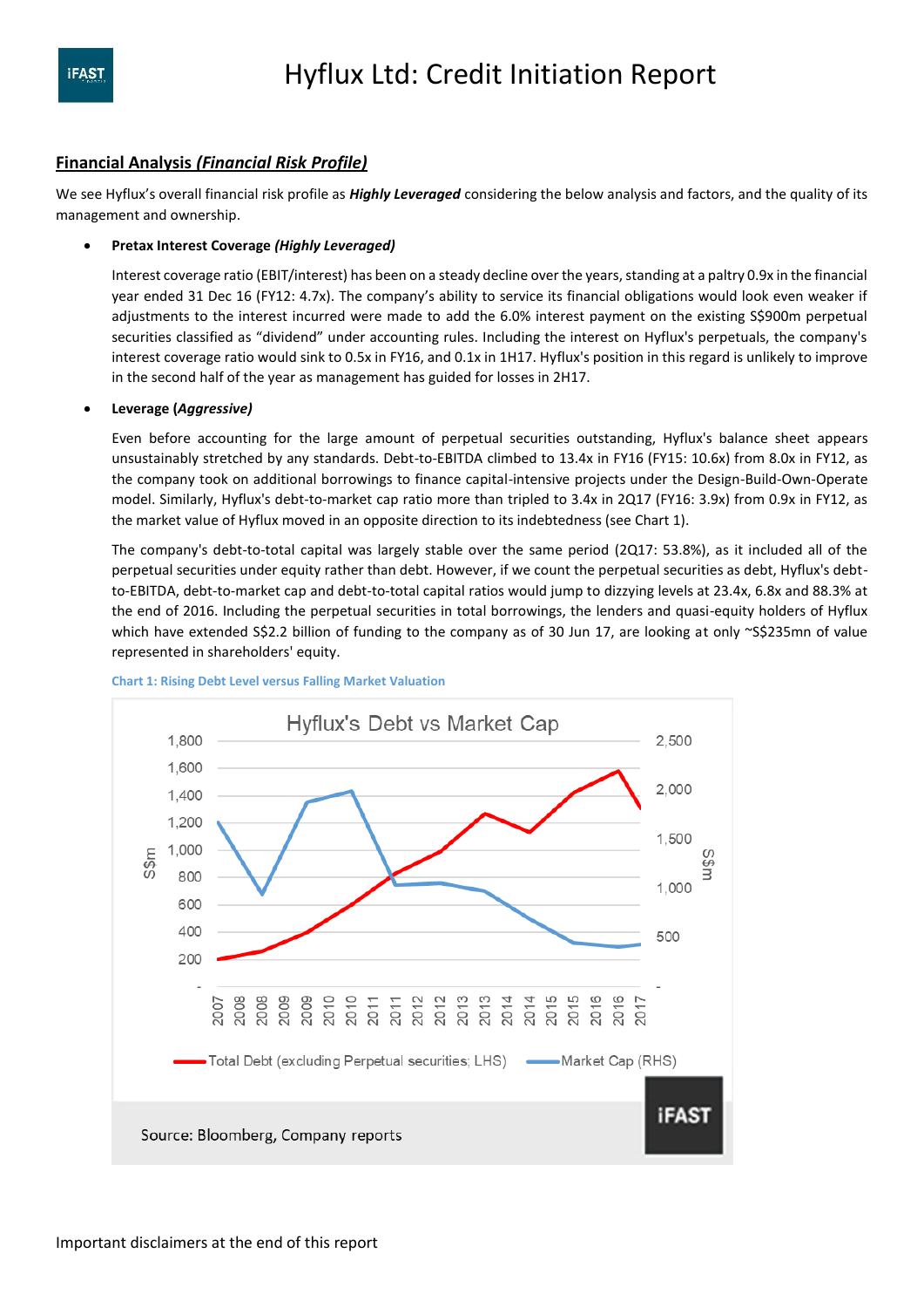## **Financial Analysis *(Financial Risk Profile)***

We see Hyflux's overall financial risk profile as ***Highly Leveraged*** considering the below analysis and factors, and the quality of its management and ownership.

- **Pretax Interest Coverage *(Highly Leveraged)***

  Interest coverage ratio (EBIT/interest) has been on a steady decline over the years, standing at a paltry 0.9x in the financial year ended 31 Dec 16 (FY12: 4.7x). The company's ability to service its financial obligations would look even weaker if adjustments to the interest incurred were made to add the 6.0% interest payment on the existing S$900m perpetual securities classified as "dividend" under accounting rules. Including the interest on Hyflux's perpetuals, the company's interest coverage ratio would sink to 0.5x in FY16, and 0.1x in 1H17. Hyflux's position in this regard is unlikely to improve in the second half of the year as management has guided for losses in 2H17.

- **Leverage (*Aggressive)***

  Even before accounting for the large amount of perpetual securities outstanding, Hyflux's balance sheet appears unsustainably stretched by any standards. Debt-to-EBITDA climbed to 13.4x in FY16 (FY15: 10.6x) from 8.0x in FY12, as the company took on additional borrowings to finance capital-intensive projects under the Design-Build-Own-Operate model. Similarly, Hyflux's debt-to-market cap ratio more than tripled to 3.4x in 2Q17 (FY16: 3.9x) from 0.9x in FY12, as the market value of Hyflux moved in an opposite direction to its indebtedness (see Chart 1).

  The company's debt-to-total capital was largely stable over the same period (2Q17: 53.8%), as it included all of the perpetual securities under equity rather than debt. However, if we count the perpetual securities as debt, Hyflux's debt-to-EBITDA, debt-to-market cap and debt-to-total capital ratios would jump to dizzying levels at 23.4x, 6.8x and 88.3% at the end of 2016. Including the perpetual securities in total borrowings, the lenders and quasi-equity holders of Hyflux which have extended S$2.2 billion of funding to the company as of 30 Jun 17, are looking at only ~S$235mn of value represented in shareholders' equity.

**Chart 1: Rising Debt Level versus Falling Market Valuation**

Source: Bloomberg, Company reports

Important disclaimers at the end of this report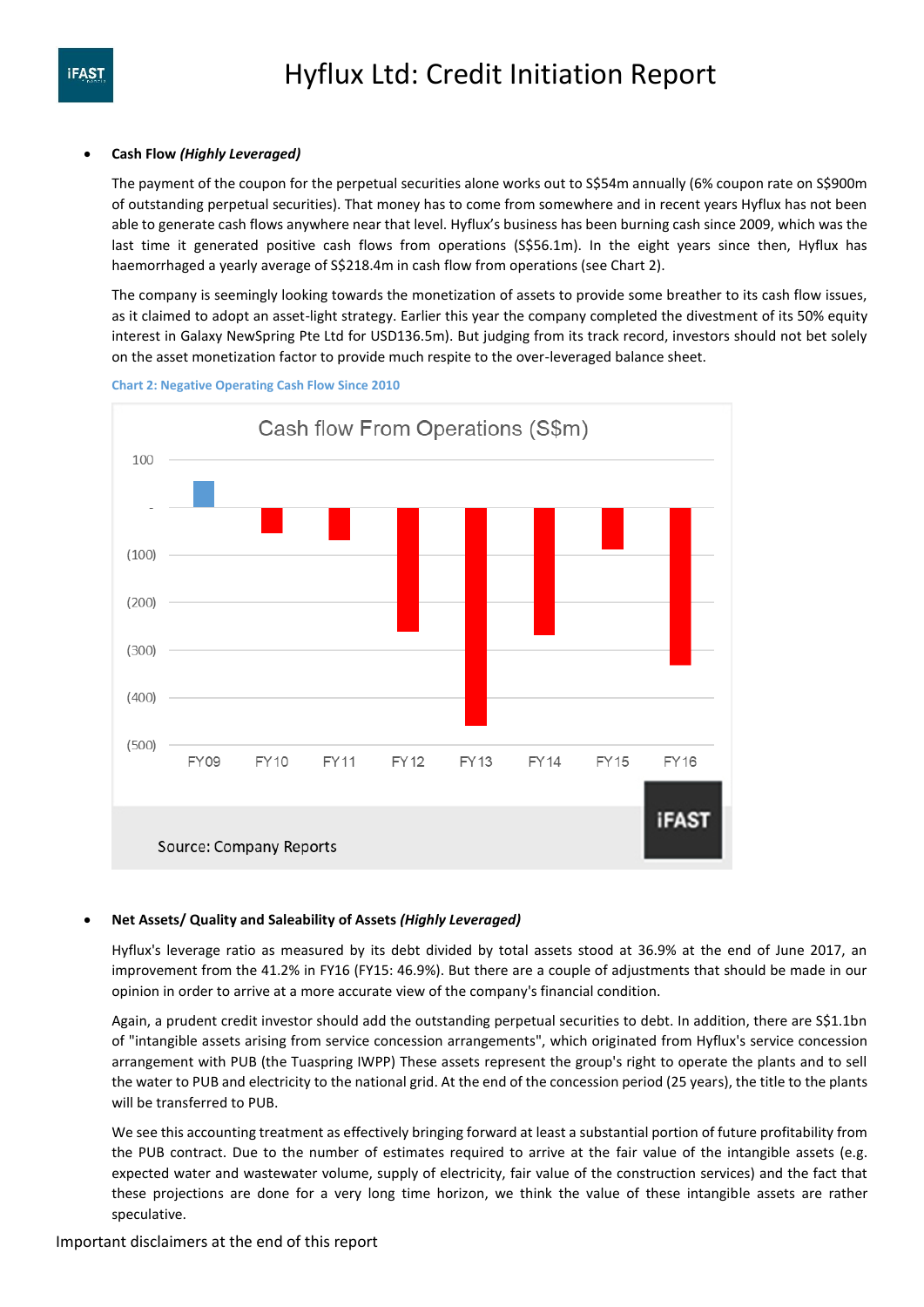- **Cash Flow *(Highly Leveraged)***

  The payment of the coupon for the perpetual securities alone works out to S$54m annually (6% coupon rate on S$900m of outstanding perpetual securities). That money has to come from somewhere and in recent years Hyflux has not been able to generate cash flows anywhere near that level. Hyflux's business has been burning cash since 2009, which was the last time it generated positive cash flows from operations (S$56.1m). In the eight years since then, Hyflux has haemorrhaged a yearly average of S$218.4m in cash flow from operations (see Chart 2).

  The company is seemingly looking towards the monetization of assets to provide some breather to its cash flow issues, as it claimed to adopt an asset-light strategy. Earlier this year the company completed the divestment of its 50% equity interest in Galaxy NewSpring Pte Ltd for USD136.5m). But judging from its track record, investors should not bet solely on the asset monetization factor to provide much respite to the over-leveraged balance sheet.

  Chart 2: Negative Operating Cash Flow Since 2010

  Cash flow From Operations (S$m)

  Source: Company Reports

- **Net Assets/ Quality and Saleability of Assets *(Highly Leveraged)***

  Hyflux's leverage ratio as measured by its debt divided by total assets stood at 36.9% at the end of June 2017, an improvement from the 41.2% in FY16 (FY15: 46.9%). But there are a couple of adjustments that should be made in our opinion in order to arrive at a more accurate view of the company's financial condition.

  Again, a prudent credit investor should add the outstanding perpetual securities to debt. In addition, there are S$1.1bn of "intangible assets arising from service concession arrangements", which originated from Hyflux's service concession arrangement with PUB (the Tuaspring IWPP) These assets represent the group's right to operate the plants and to sell the water to PUB and electricity to the national grid. At the end of the concession period (25 years), the title to the plants will be transferred to PUB.

  We see this accounting treatment as effectively bringing forward at least a substantial portion of future profitability from the PUB contract. Due to the number of estimates required to arrive at the fair value of the intangible assets (e.g. expected water and wastewater volume, supply of electricity, fair value of the construction services) and the fact that these projections are done for a very long time horizon, we think the value of these intangible assets are rather speculative.

Important disclaimers at the end of this report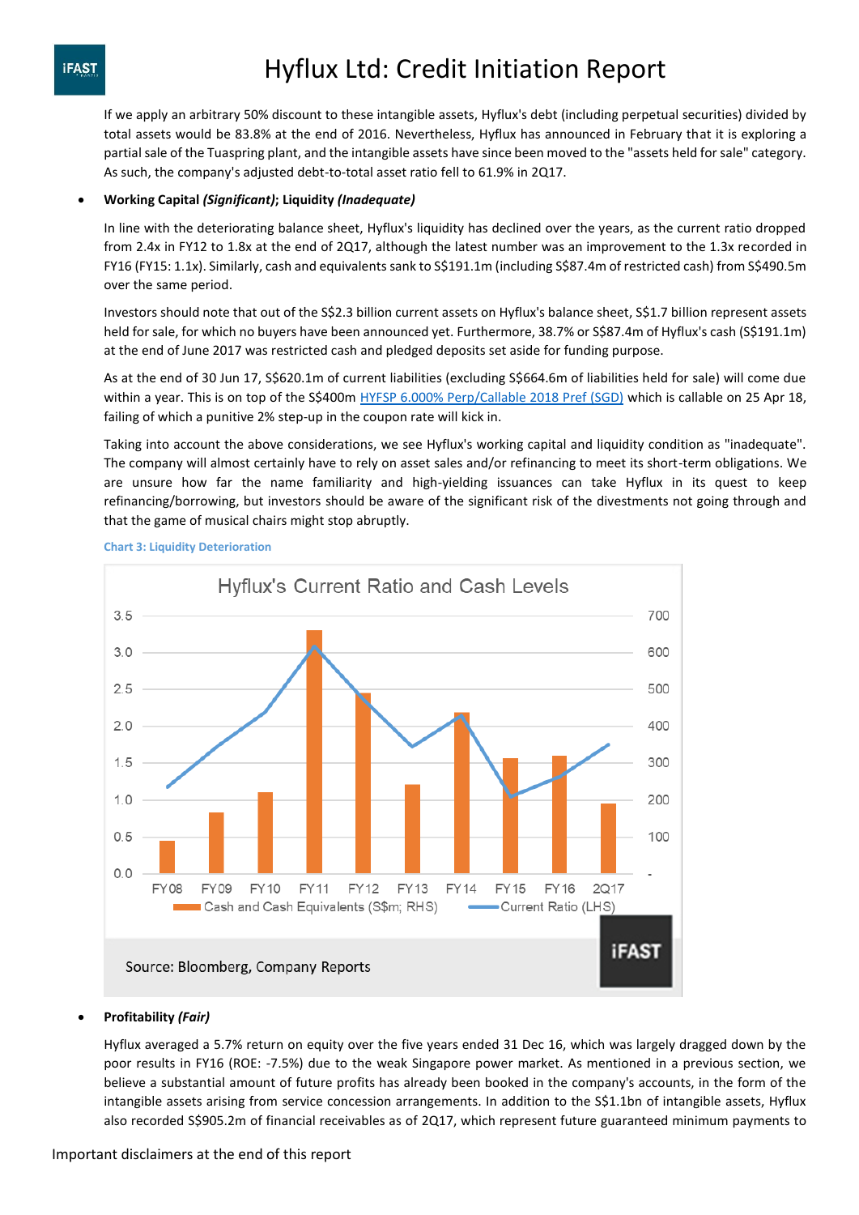If we apply an arbitrary 50% discount to these intangible assets, Hyflux's debt (including perpetual securities) divided by total assets would be 83.8% at the end of 2016. Nevertheless, Hyflux has announced in February that it is exploring a partial sale of the Tuaspring plant, and the intangible assets have since been moved to the "assets held for sale" category. As such, the company's adjusted debt-to-total asset ratio fell to 61.9% in 2Q17.

- **Working Capital *(Significant)*; Liquidity *(Inadequate)***

  In line with the deteriorating balance sheet, Hyflux's liquidity has declined over the years, as the current ratio dropped from 2.4x in FY12 to 1.8x at the end of 2Q17, although the latest number was an improvement to the 1.3x recorded in FY16 (FY15: 1.1x). Similarly, cash and equivalents sank to S$191.1m (including S$87.4m of restricted cash) from S$490.5m over the same period.

  Investors should note that out of the S$2.3 billion current assets on Hyflux's balance sheet, S$1.7 billion represent assets held for sale, for which no buyers have been announced yet. Furthermore, 38.7% or S$87.4m of Hyflux's cash (S$191.1m) at the end of June 2017 was restricted cash and pledged deposits set aside for funding purpose.

  As at the end of 30 Jun 17, S$620.1m of current liabilities (excluding S$664.6m of liabilities held for sale) will come due within a year. This is on top of the S$400m HYFSP 6.000% Perp/Callable 2018 Pref (SGD) which is callable on 25 Apr 18, failing of which a punitive 2% step-up in the coupon rate will kick in.

  Taking into account the above considerations, we see Hyflux's working capital and liquidity condition as "inadequate". The company will almost certainly have to rely on asset sales and/or refinancing to meet its short-term obligations. We are unsure how far the name familiarity and high-yielding issuances can take Hyflux in its quest to keep refinancing/borrowing, but investors should be aware of the significant risk of the divestments not going through and that the game of musical chairs might stop abruptly.

**Chart 3: Liquidity Deterioration**

Hyflux's Current Ratio and Cash Levels

Source: Bloomberg, Company Reports

- **Profitability *(Fair)***

  Hyflux averaged a 5.7% return on equity over the five years ended 31 Dec 16, which was largely dragged down by the poor results in FY16 (ROE: -7.5%) due to the weak Singapore power market. As mentioned in a previous section, we believe a substantial amount of future profits has already been booked in the company's accounts, in the form of the intangible assets arising from service concession arrangements. In addition to the S$1.1bn of intangible assets, Hyflux also recorded S$905.2m of financial receivables as of 2Q17, which represent future guaranteed minimum payments to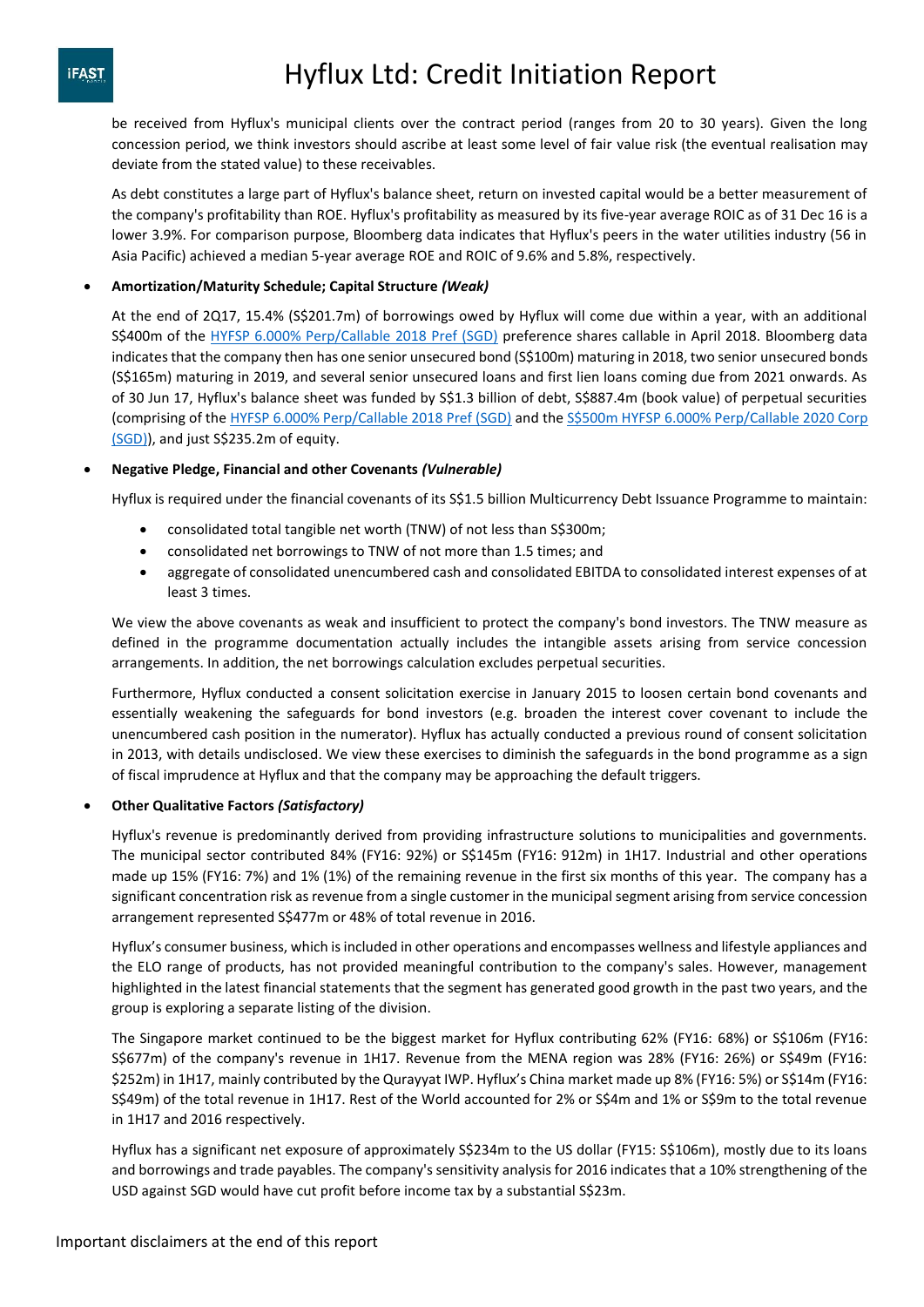be received from Hyflux's municipal clients over the contract period (ranges from 20 to 30 years). Given the long concession period, we think investors should ascribe at least some level of fair value risk (the eventual realisation may deviate from the stated value) to these receivables.

As debt constitutes a large part of Hyflux's balance sheet, return on invested capital would be a better measurement of the company's profitability than ROE. Hyflux's profitability as measured by its five-year average ROIC as of 31 Dec 16 is a lower 3.9%. For comparison purpose, Bloomberg data indicates that Hyflux's peers in the water utilities industry (56 in Asia Pacific) achieved a median 5-year average ROE and ROIC of 9.6% and 5.8%, respectively.

- **Amortization/Maturity Schedule; Capital Structure *(Weak)***

  At the end of 2Q17, 15.4% (S$201.7m) of borrowings owed by Hyflux will come due within a year, with an additional S$400m of the HYFSP 6.000% Perp/Callable 2018 Pref (SGD) preference shares callable in April 2018. Bloomberg data indicates that the company then has one senior unsecured bond (S$100m) maturing in 2018, two senior unsecured bonds (S$165m) maturing in 2019, and several senior unsecured loans and first lien loans coming due from 2021 onwards. As of 30 Jun 17, Hyflux's balance sheet was funded by S$1.3 billion of debt, S$887.4m (book value) of perpetual securities (comprising of the HYFSP 6.000% Perp/Callable 2018 Pref (SGD) and the S$500m HYFSP 6.000% Perp/Callable 2020 Corp (SGD)), and just S$235.2m of equity.

- **Negative Pledge, Financial and other Covenants *(Vulnerable)***

  Hyflux is required under the financial covenants of its S$1.5 billion Multicurrency Debt Issuance Programme to maintain:

  - consolidated total tangible net worth (TNW) of not less than S$300m;
  - consolidated net borrowings to TNW of not more than 1.5 times; and
  - aggregate of consolidated unencumbered cash and consolidated EBITDA to consolidated interest expenses of at least 3 times.

  We view the above covenants as weak and insufficient to protect the company's bond investors. The TNW measure as defined in the programme documentation actually includes the intangible assets arising from service concession arrangements. In addition, the net borrowings calculation excludes perpetual securities.

  Furthermore, Hyflux conducted a consent solicitation exercise in January 2015 to loosen certain bond covenants and essentially weakening the safeguards for bond investors (e.g. broaden the interest cover covenant to include the unencumbered cash position in the numerator). Hyflux has actually conducted a previous round of consent solicitation in 2013, with details undisclosed. We view these exercises to diminish the safeguards in the bond programme as a sign of fiscal imprudence at Hyflux and that the company may be approaching the default triggers.

- **Other Qualitative Factors *(Satisfactory)***

  Hyflux's revenue is predominantly derived from providing infrastructure solutions to municipalities and governments. The municipal sector contributed 84% (FY16: 92%) or S$145m (FY16: 912m) in 1H17. Industrial and other operations made up 15% (FY16: 7%) and 1% (1%) of the remaining revenue in the first six months of this year. The company has a significant concentration risk as revenue from a single customer in the municipal segment arising from service concession arrangement represented S$477m or 48% of total revenue in 2016.

  Hyflux's consumer business, which is included in other operations and encompasses wellness and lifestyle appliances and the ELO range of products, has not provided meaningful contribution to the company's sales. However, management highlighted in the latest financial statements that the segment has generated good growth in the past two years, and the group is exploring a separate listing of the division.

  The Singapore market continued to be the biggest market for Hyflux contributing 62% (FY16: 68%) or S$106m (FY16: S$677m) of the company's revenue in 1H17. Revenue from the MENA region was 28% (FY16: 26%) or S$49m (FY16: $252m) in 1H17, mainly contributed by the Qurayyat IWP. Hyflux's China market made up 8% (FY16: 5%) or S$14m (FY16: S$49m) of the total revenue in 1H17. Rest of the World accounted for 2% or S$4m and 1% or S$9m to the total revenue in 1H17 and 2016 respectively.

  Hyflux has a significant net exposure of approximately S$234m to the US dollar (FY15: S$106m), mostly due to its loans and borrowings and trade payables. The company's sensitivity analysis for 2016 indicates that a 10% strengthening of the USD against SGD would have cut profit before income tax by a substantial S$23m.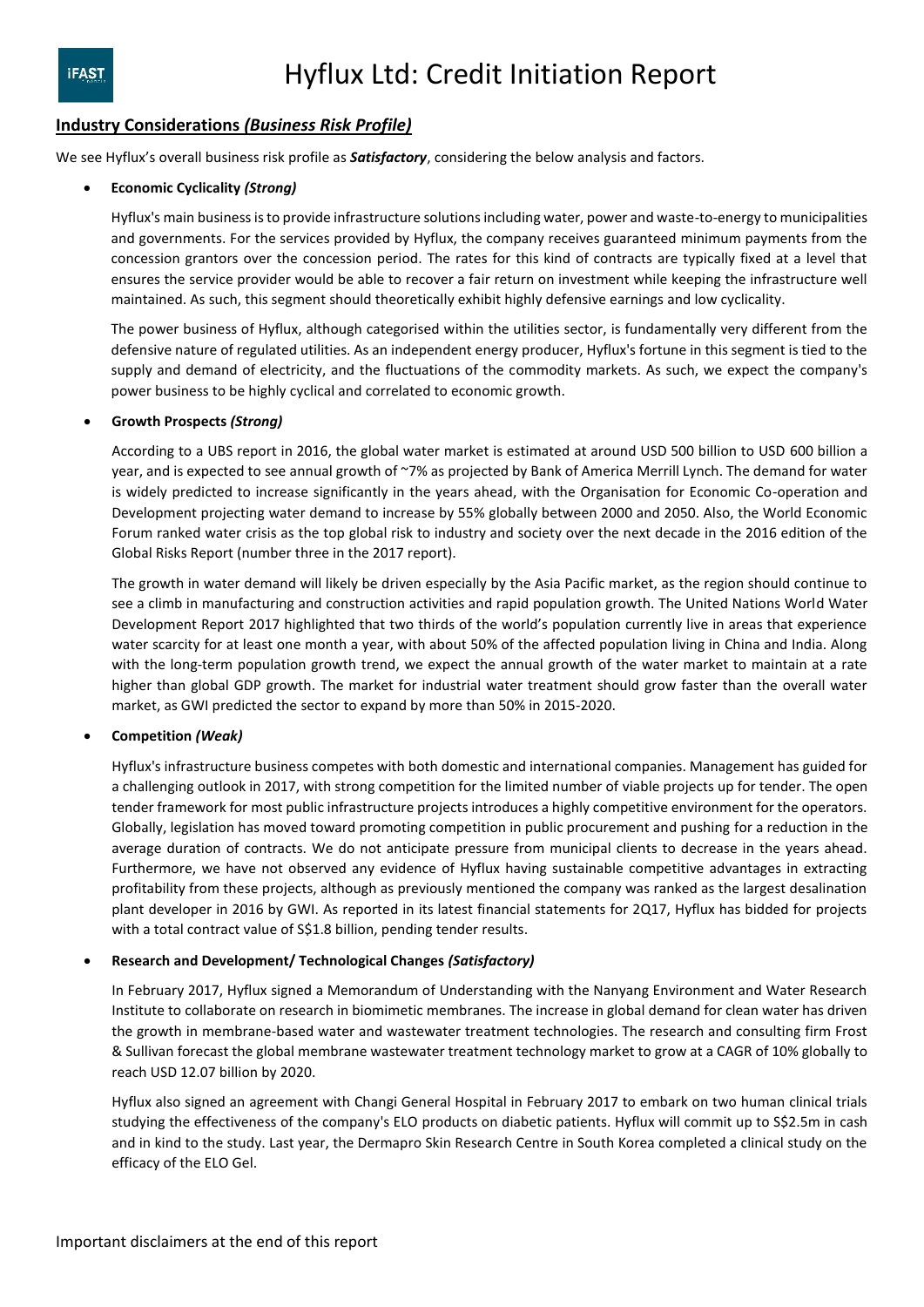## Industry Considerations *(Business Risk Profile)*

We see Hyflux's overall business risk profile as ***Satisfactory***, considering the below analysis and factors.

- **Economic Cyclicality *(Strong)***

  Hyflux's main business is to provide infrastructure solutions including water, power and waste-to-energy to municipalities and governments. For the services provided by Hyflux, the company receives guaranteed minimum payments from the concession grantors over the concession period. The rates for this kind of contracts are typically fixed at a level that ensures the service provider would be able to recover a fair return on investment while keeping the infrastructure well maintained. As such, this segment should theoretically exhibit highly defensive earnings and low cyclicality.

  The power business of Hyflux, although categorised within the utilities sector, is fundamentally very different from the defensive nature of regulated utilities. As an independent energy producer, Hyflux's fortune in this segment is tied to the supply and demand of electricity, and the fluctuations of the commodity markets. As such, we expect the company's power business to be highly cyclical and correlated to economic growth.

- **Growth Prospects *(Strong)***

  According to a UBS report in 2016, the global water market is estimated at around USD 500 billion to USD 600 billion a year, and is expected to see annual growth of ~7% as projected by Bank of America Merrill Lynch. The demand for water is widely predicted to increase significantly in the years ahead, with the Organisation for Economic Co-operation and Development projecting water demand to increase by 55% globally between 2000 and 2050. Also, the World Economic Forum ranked water crisis as the top global risk to industry and society over the next decade in the 2016 edition of the Global Risks Report (number three in the 2017 report).

  The growth in water demand will likely be driven especially by the Asia Pacific market, as the region should continue to see a climb in manufacturing and construction activities and rapid population growth. The United Nations World Water Development Report 2017 highlighted that two thirds of the world's population currently live in areas that experience water scarcity for at least one month a year, with about 50% of the affected population living in China and India. Along with the long-term population growth trend, we expect the annual growth of the water market to maintain at a rate higher than global GDP growth. The market for industrial water treatment should grow faster than the overall water market, as GWI predicted the sector to expand by more than 50% in 2015-2020.

- **Competition *(Weak)***

  Hyflux's infrastructure business competes with both domestic and international companies. Management has guided for a challenging outlook in 2017, with strong competition for the limited number of viable projects up for tender. The open tender framework for most public infrastructure projects introduces a highly competitive environment for the operators. Globally, legislation has moved toward promoting competition in public procurement and pushing for a reduction in the average duration of contracts. We do not anticipate pressure from municipal clients to decrease in the years ahead. Furthermore, we have not observed any evidence of Hyflux having sustainable competitive advantages in extracting profitability from these projects, although as previously mentioned the company was ranked as the largest desalination plant developer in 2016 by GWI. As reported in its latest financial statements for 2Q17, Hyflux has bidded for projects with a total contract value of S$1.8 billion, pending tender results.

- **Research and Development/ Technological Changes *(Satisfactory)***

  In February 2017, Hyflux signed a Memorandum of Understanding with the Nanyang Environment and Water Research Institute to collaborate on research in biomimetic membranes. The increase in global demand for clean water has driven the growth in membrane-based water and wastewater treatment technologies. The research and consulting firm Frost & Sullivan forecast the global membrane wastewater treatment technology market to grow at a CAGR of 10% globally to reach USD 12.07 billion by 2020.

  Hyflux also signed an agreement with Changi General Hospital in February 2017 to embark on two human clinical trials studying the effectiveness of the company's ELO products on diabetic patients. Hyflux will commit up to S$2.5m in cash and in kind to the study. Last year, the Dermapro Skin Research Centre in South Korea completed a clinical study on the efficacy of the ELO Gel.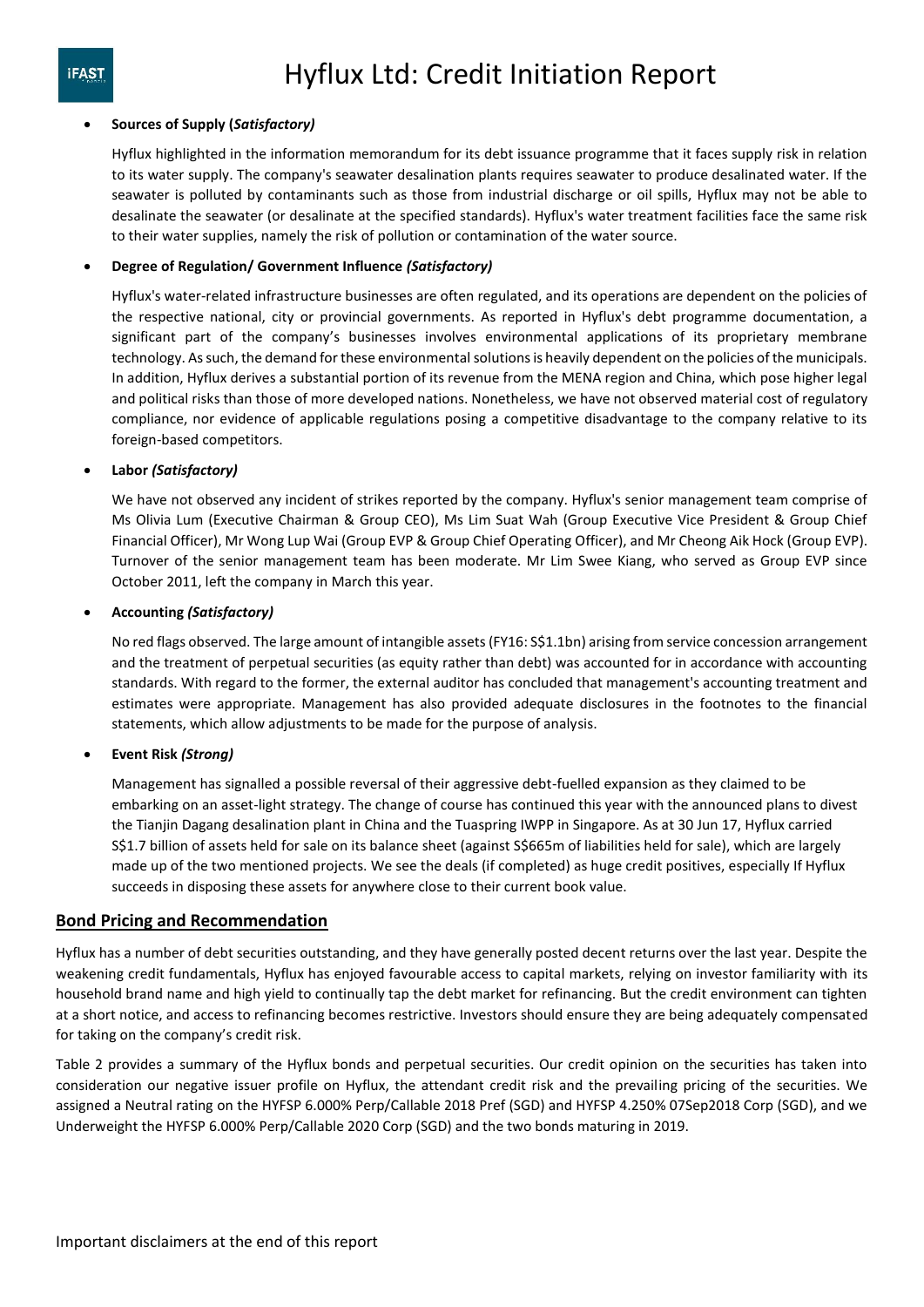- **Sources of Supply (*Satisfactory)***

  Hyflux highlighted in the information memorandum for its debt issuance programme that it faces supply risk in relation to its water supply. The company's seawater desalination plants requires seawater to produce desalinated water. If the seawater is polluted by contaminants such as those from industrial discharge or oil spills, Hyflux may not be able to desalinate the seawater (or desalinate at the specified standards). Hyflux's water treatment facilities face the same risk to their water supplies, namely the risk of pollution or contamination of the water source.

- **Degree of Regulation/ Government Influence *(Satisfactory)***

  Hyflux's water-related infrastructure businesses are often regulated, and its operations are dependent on the policies of the respective national, city or provincial governments. As reported in Hyflux's debt programme documentation, a significant part of the company's businesses involves environmental applications of its proprietary membrane technology. As such, the demand for these environmental solutions is heavily dependent on the policies of the municipals. In addition, Hyflux derives a substantial portion of its revenue from the MENA region and China, which pose higher legal and political risks than those of more developed nations. Nonetheless, we have not observed material cost of regulatory compliance, nor evidence of applicable regulations posing a competitive disadvantage to the company relative to its foreign-based competitors.

- **Labor *(Satisfactory)***

  We have not observed any incident of strikes reported by the company. Hyflux's senior management team comprise of Ms Olivia Lum (Executive Chairman & Group CEO), Ms Lim Suat Wah (Group Executive Vice President & Group Chief Financial Officer), Mr Wong Lup Wai (Group EVP & Group Chief Operating Officer), and Mr Cheong Aik Hock (Group EVP). Turnover of the senior management team has been moderate. Mr Lim Swee Kiang, who served as Group EVP since October 2011, left the company in March this year.

- **Accounting *(Satisfactory)***

  No red flags observed. The large amount of intangible assets (FY16: S$1.1bn) arising from service concession arrangement and the treatment of perpetual securities (as equity rather than debt) was accounted for in accordance with accounting standards. With regard to the former, the external auditor has concluded that management's accounting treatment and estimates were appropriate. Management has also provided adequate disclosures in the footnotes to the financial statements, which allow adjustments to be made for the purpose of analysis.

- **Event Risk *(Strong)***

  Management has signalled a possible reversal of their aggressive debt-fuelled expansion as they claimed to be embarking on an asset-light strategy. The change of course has continued this year with the announced plans to divest the Tianjin Dagang desalination plant in China and the Tuaspring IWPP in Singapore. As at 30 Jun 17, Hyflux carried S$1.7 billion of assets held for sale on its balance sheet (against S$665m of liabilities held for sale), which are largely made up of the two mentioned projects. We see the deals (if completed) as huge credit positives, especially If Hyflux succeeds in disposing these assets for anywhere close to their current book value.

## Bond Pricing and Recommendation

Hyflux has a number of debt securities outstanding, and they have generally posted decent returns over the last year. Despite the weakening credit fundamentals, Hyflux has enjoyed favourable access to capital markets, relying on investor familiarity with its household brand name and high yield to continually tap the debt market for refinancing. But the credit environment can tighten at a short notice, and access to refinancing becomes restrictive. Investors should ensure they are being adequately compensated for taking on the company's credit risk.

Table 2 provides a summary of the Hyflux bonds and perpetual securities. Our credit opinion on the securities has taken into consideration our negative issuer profile on Hyflux, the attendant credit risk and the prevailing pricing of the securities. We assigned a Neutral rating on the HYFSP 6.000% Perp/Callable 2018 Pref (SGD) and HYFSP 4.250% 07Sep2018 Corp (SGD), and we Underweight the HYFSP 6.000% Perp/Callable 2020 Corp (SGD) and the two bonds maturing in 2019.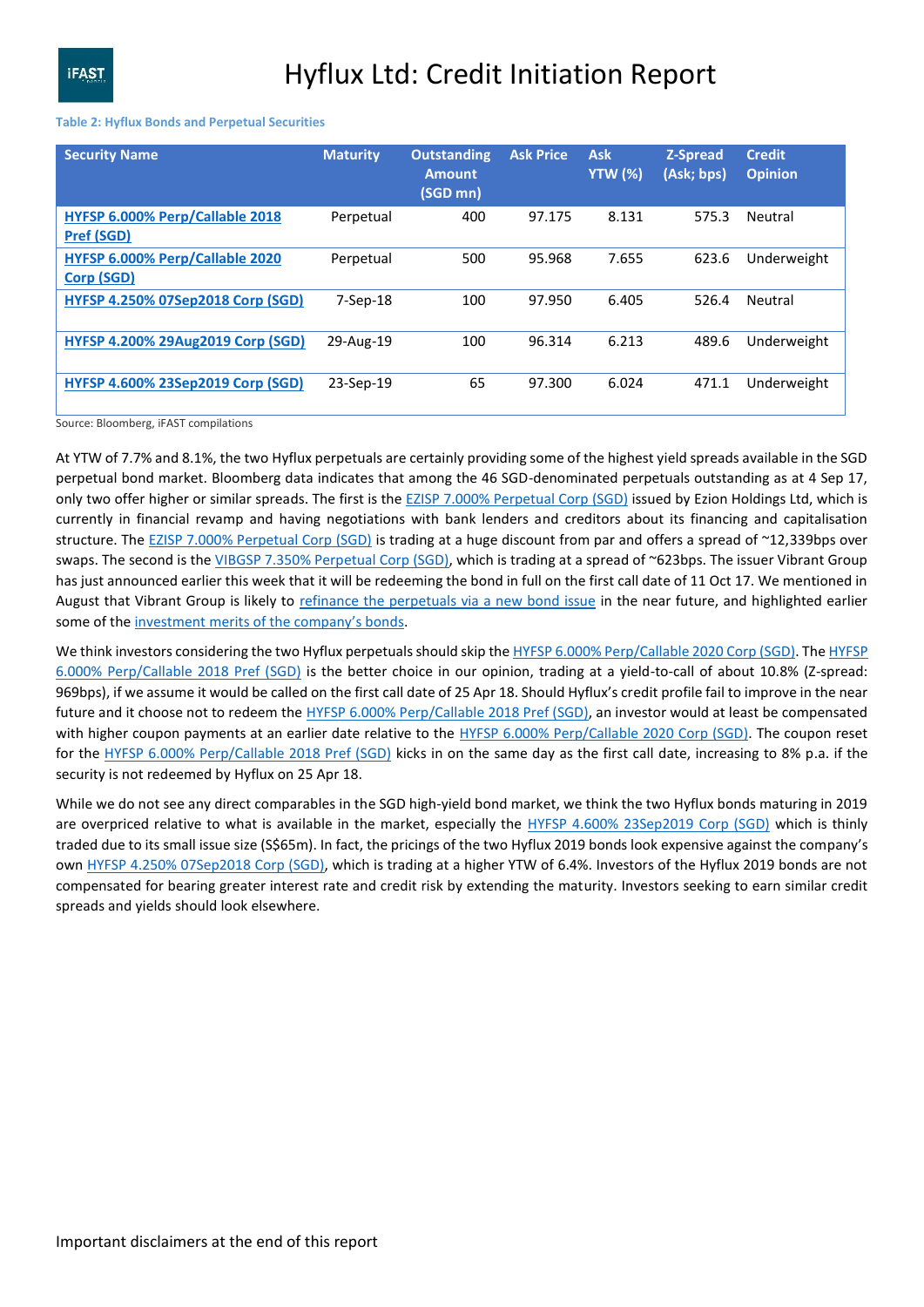**Table 2: Hyflux Bonds and Perpetual Securities**

| Security Name | Maturity | Outstanding Amount (SGD mn) | Ask Price | Ask YTW (%) | Z-Spread (Ask; bps) | Credit Opinion |
|---|---|---|---|---|---|---|
| HYFSP 6.000% Perp/Callable 2018 Pref (SGD) | Perpetual | 400 | 97.175 | 8.131 | 575.3 | Neutral |
| HYFSP 6.000% Perp/Callable 2020 Corp (SGD) | Perpetual | 500 | 95.968 | 7.655 | 623.6 | Underweight |
| HYFSP 4.250% 07Sep2018 Corp (SGD) | 7-Sep-18 | 100 | 97.950 | 6.405 | 526.4 | Neutral |
| HYFSP 4.200% 29Aug2019 Corp (SGD) | 29-Aug-19 | 100 | 96.314 | 6.213 | 489.6 | Underweight |
| HYFSP 4.600% 23Sep2019 Corp (SGD) | 23-Sep-19 | 65 | 97.300 | 6.024 | 471.1 | Underweight |

Source: Bloomberg, iFAST compilations

At YTW of 7.7% and 8.1%, the two Hyflux perpetuals are certainly providing some of the highest yield spreads available in the SGD perpetual bond market. Bloomberg data indicates that among the 46 SGD-denominated perpetuals outstanding as at 4 Sep 17, only two offer higher or similar spreads. The first is the EZISP 7.000% Perpetual Corp (SGD) issued by Ezion Holdings Ltd, which is currently in financial revamp and having negotiations with bank lenders and creditors about its financing and capitalisation structure. The EZISP 7.000% Perpetual Corp (SGD) is trading at a huge discount from par and offers a spread of ~12,339bps over swaps. The second is the VIBGSP 7.350% Perpetual Corp (SGD), which is trading at a spread of ~623bps. The issuer Vibrant Group has just announced earlier this week that it will be redeeming the bond in full on the first call date of 11 Oct 17. We mentioned in August that Vibrant Group is likely to refinance the perpetuals via a new bond issue in the near future, and highlighted earlier some of the investment merits of the company's bonds.

We think investors considering the two Hyflux perpetuals should skip the HYFSP 6.000% Perp/Callable 2020 Corp (SGD). The HYFSP 6.000% Perp/Callable 2018 Pref (SGD) is the better choice in our opinion, trading at a yield-to-call of about 10.8% (Z-spread: 969bps), if we assume it would be called on the first call date of 25 Apr 18. Should Hyflux's credit profile fail to improve in the near future and it choose not to redeem the HYFSP 6.000% Perp/Callable 2018 Pref (SGD), an investor would at least be compensated with higher coupon payments at an earlier date relative to the HYFSP 6.000% Perp/Callable 2020 Corp (SGD). The coupon reset for the HYFSP 6.000% Perp/Callable 2018 Pref (SGD) kicks in on the same day as the first call date, increasing to 8% p.a. if the security is not redeemed by Hyflux on 25 Apr 18.

While we do not see any direct comparables in the SGD high-yield bond market, we think the two Hyflux bonds maturing in 2019 are overpriced relative to what is available in the market, especially the HYFSP 4.600% 23Sep2019 Corp (SGD) which is thinly traded due to its small issue size (S$65m). In fact, the pricings of the two Hyflux 2019 bonds look expensive against the company's own HYFSP 4.250% 07Sep2018 Corp (SGD), which is trading at a higher YTW of 6.4%. Investors of the Hyflux 2019 bonds are not compensated for bearing greater interest rate and credit risk by extending the maturity. Investors seeking to earn similar credit spreads and yields should look elsewhere.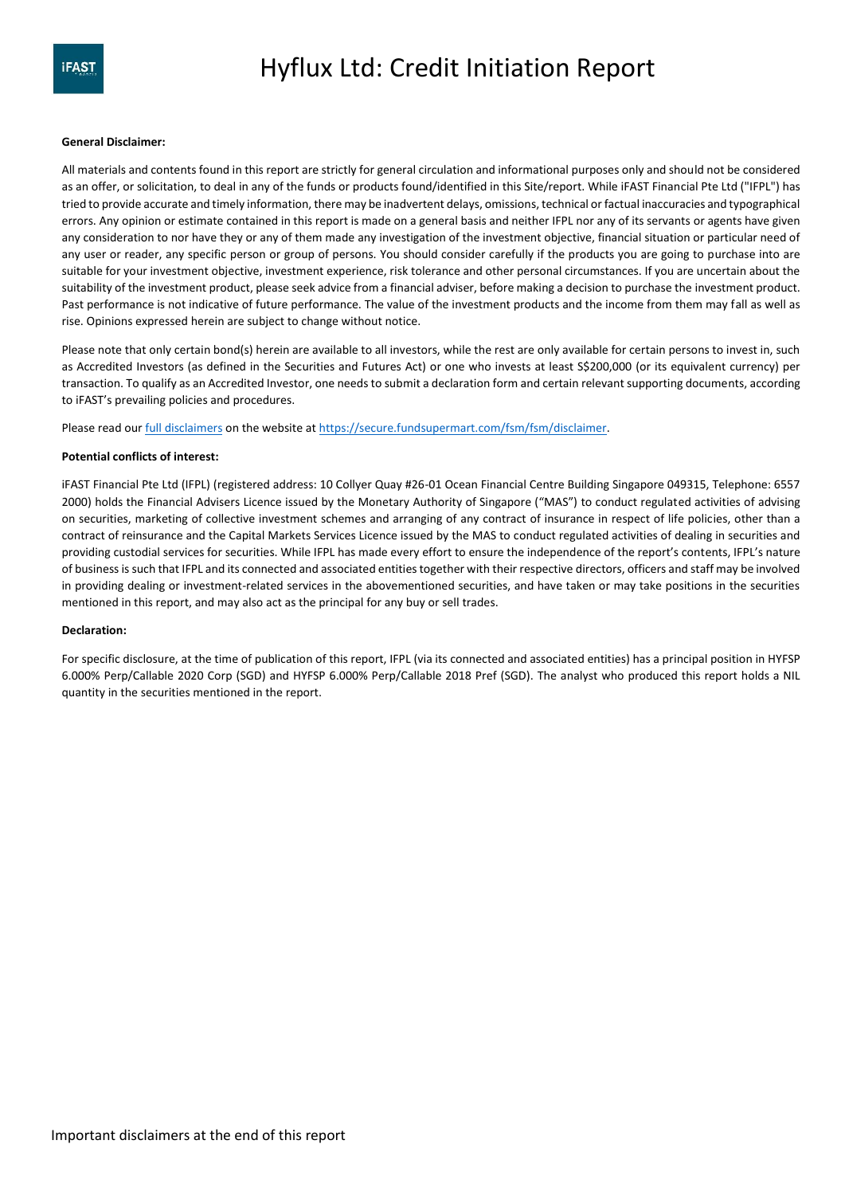**General Disclaimer:**

All materials and contents found in this report are strictly for general circulation and informational purposes only and should not be considered as an offer, or solicitation, to deal in any of the funds or products found/identified in this Site/report. While iFAST Financial Pte Ltd ("IFPL") has tried to provide accurate and timely information, there may be inadvertent delays, omissions, technical or factual inaccuracies and typographical errors. Any opinion or estimate contained in this report is made on a general basis and neither IFPL nor any of its servants or agents have given any consideration to nor have they or any of them made any investigation of the investment objective, financial situation or particular need of any user or reader, any specific person or group of persons. You should consider carefully if the products you are going to purchase into are suitable for your investment objective, investment experience, risk tolerance and other personal circumstances. If you are uncertain about the suitability of the investment product, please seek advice from a financial adviser, before making a decision to purchase the investment product. Past performance is not indicative of future performance. The value of the investment products and the income from them may fall as well as rise. Opinions expressed herein are subject to change without notice.

Please note that only certain bond(s) herein are available to all investors, while the rest are only available for certain persons to invest in, such as Accredited Investors (as defined in the Securities and Futures Act) or one who invests at least S$200,000 (or its equivalent currency) per transaction. To qualify as an Accredited Investor, one needs to submit a declaration form and certain relevant supporting documents, according to iFAST's prevailing policies and procedures.

Please read our full disclaimers on the website at https://secure.fundsupermart.com/fsm/fsm/disclaimer.

**Potential conflicts of interest:**

iFAST Financial Pte Ltd (IFPL) (registered address: 10 Collyer Quay #26-01 Ocean Financial Centre Building Singapore 049315, Telephone: 6557 2000) holds the Financial Advisers Licence issued by the Monetary Authority of Singapore ("MAS") to conduct regulated activities of advising on securities, marketing of collective investment schemes and arranging of any contract of insurance in respect of life policies, other than a contract of reinsurance and the Capital Markets Services Licence issued by the MAS to conduct regulated activities of dealing in securities and providing custodial services for securities. While IFPL has made every effort to ensure the independence of the report's contents, IFPL's nature of business is such that IFPL and its connected and associated entities together with their respective directors, officers and staff may be involved in providing dealing or investment-related services in the abovementioned securities, and have taken or may take positions in the securities mentioned in this report, and may also act as the principal for any buy or sell trades.

**Declaration:**

For specific disclosure, at the time of publication of this report, IFPL (via its connected and associated entities) has a principal position in HYFSP 6.000% Perp/Callable 2020 Corp (SGD) and HYFSP 6.000% Perp/Callable 2018 Pref (SGD). The analyst who produced this report holds a NIL quantity in the securities mentioned in the report.